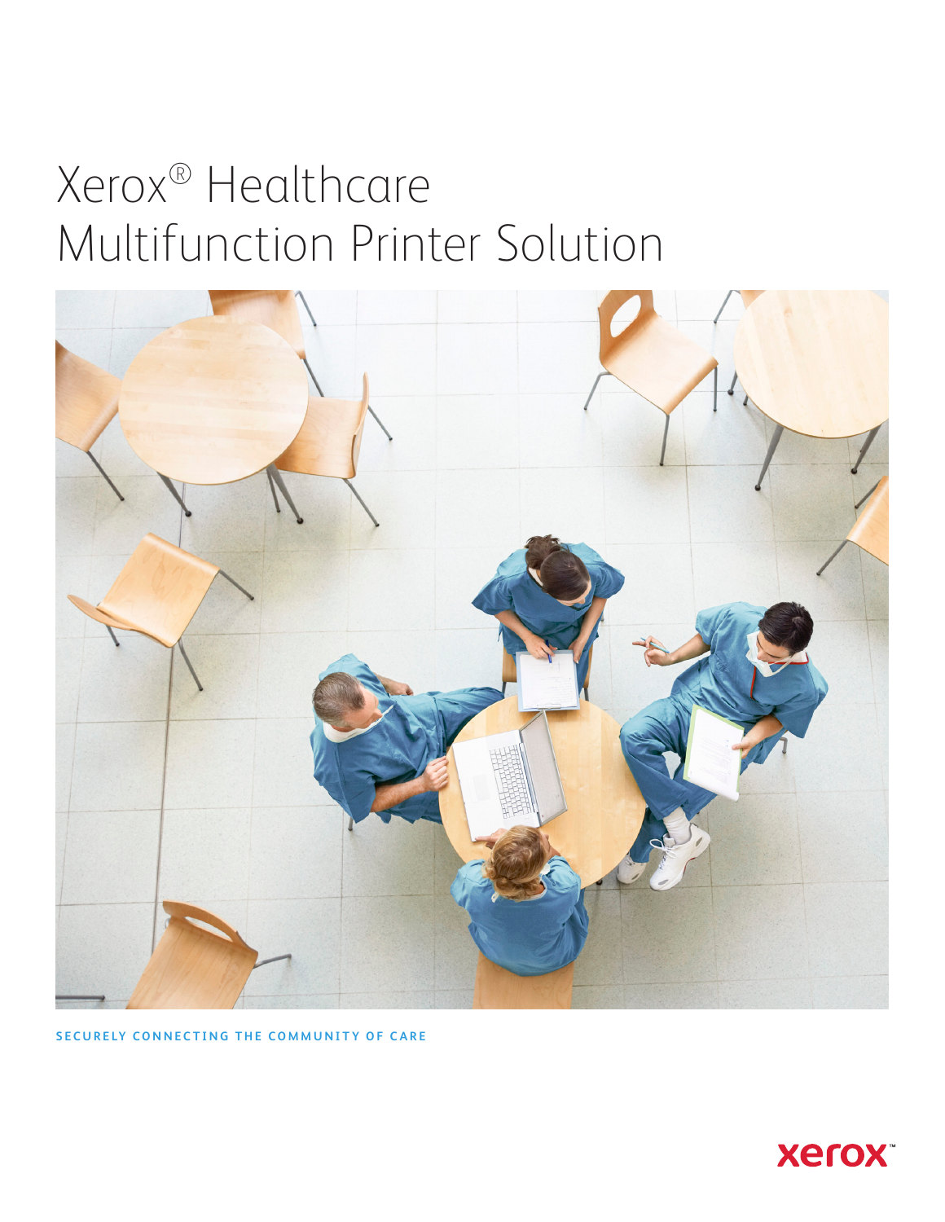# Xerox® Healthcare Multifunction Printer Solution

SECURELY CONNECTING THE COMMUNITY OF CARE

xerox™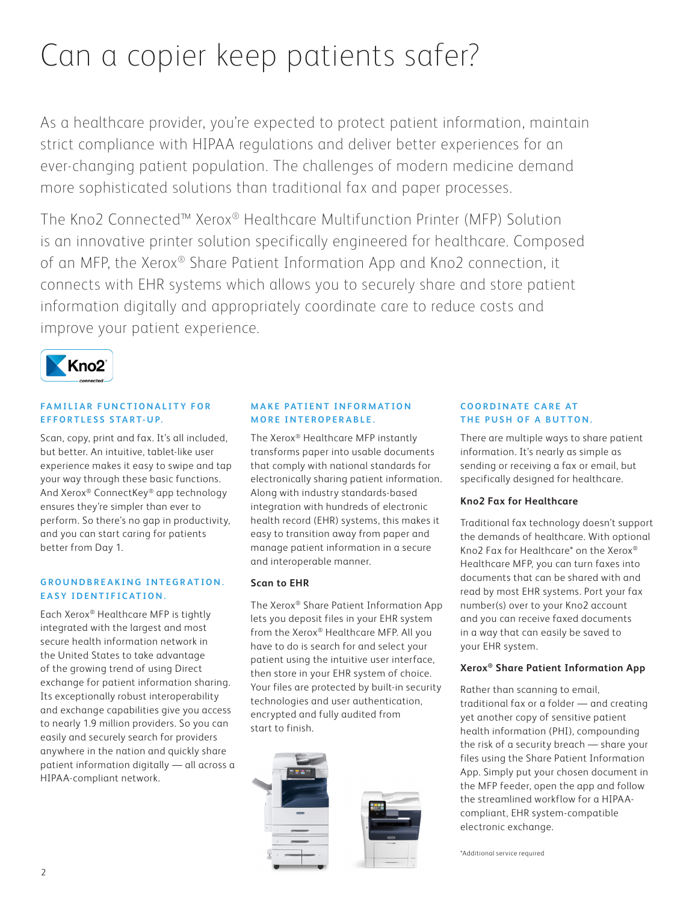# Can a copier keep patients safer?

As a healthcare provider, you're expected to protect patient information, maintain strict compliance with HIPAA regulations and deliver better experiences for an ever-changing patient population. The challenges of modern medicine demand more sophisticated solutions than traditional fax and paper processes.

The Kno2 Connected™ Xerox® Healthcare Multifunction Printer (MFP) Solution is an innovative printer solution specifically engineered for healthcare. Composed of an MFP, the Xerox® Share Patient Information App and Kno2 connection, it connects with EHR systems which allows you to securely share and store patient information digitally and appropriately coordinate care to reduce costs and improve your patient experience.

## FAMILIAR FUNCTIONALITY FOR EFFORTLESS START-UP.

Scan, copy, print and fax. It's all included, but better. An intuitive, tablet-like user experience makes it easy to swipe and tap your way through these basic functions. And Xerox® ConnectKey® app technology ensures they're simpler than ever to perform. So there's no gap in productivity, and you can start caring for patients better from Day 1.

## GROUNDBREAKING INTEGRATION. EASY IDENTIFICATION.

Each Xerox® Healthcare MFP is tightly integrated with the largest and most secure health information network in the United States to take advantage of the growing trend of using Direct exchange for patient information sharing. Its exceptionally robust interoperability and exchange capabilities give you access to nearly 1.9 million providers. So you can easily and securely search for providers anywhere in the nation and quickly share patient information digitally — all across a HIPAA-compliant network.

## MAKE PATIENT INFORMATION MORE INTEROPERABLE.

The Xerox® Healthcare MFP instantly transforms paper into usable documents that comply with national standards for electronically sharing patient information. Along with industry standards-based integration with hundreds of electronic health record (EHR) systems, this makes it easy to transition away from paper and manage patient information in a secure and interoperable manner.

### Scan to EHR

The Xerox® Share Patient Information App lets you deposit files in your EHR system from the Xerox® Healthcare MFP. All you have to do is search for and select your patient using the intuitive user interface, then store in your EHR system of choice. Your files are protected by built-in security technologies and user authentication, encrypted and fully audited from start to finish.

## COORDINATE CARE AT THE PUSH OF A BUTTON.

There are multiple ways to share patient information. It's nearly as simple as sending or receiving a fax or email, but specifically designed for healthcare.

### Kno2 Fax for Healthcare

Traditional fax technology doesn't support the demands of healthcare. With optional Kno2 Fax for Healthcare* on the Xerox® Healthcare MFP, you can turn faxes into documents that can be shared with and read by most EHR systems. Port your fax number(s) over to your Kno2 account and you can receive faxed documents in a way that can easily be saved to your EHR system.

### Xerox® Share Patient Information App

Rather than scanning to email, traditional fax or a folder — and creating yet another copy of sensitive patient health information (PHI), compounding the risk of a security breach — share your files using the Share Patient Information App. Simply put your chosen document in the MFP feeder, open the app and follow the streamlined workflow for a HIPAA-compliant, EHR system-compatible electronic exchange.

*Additional service required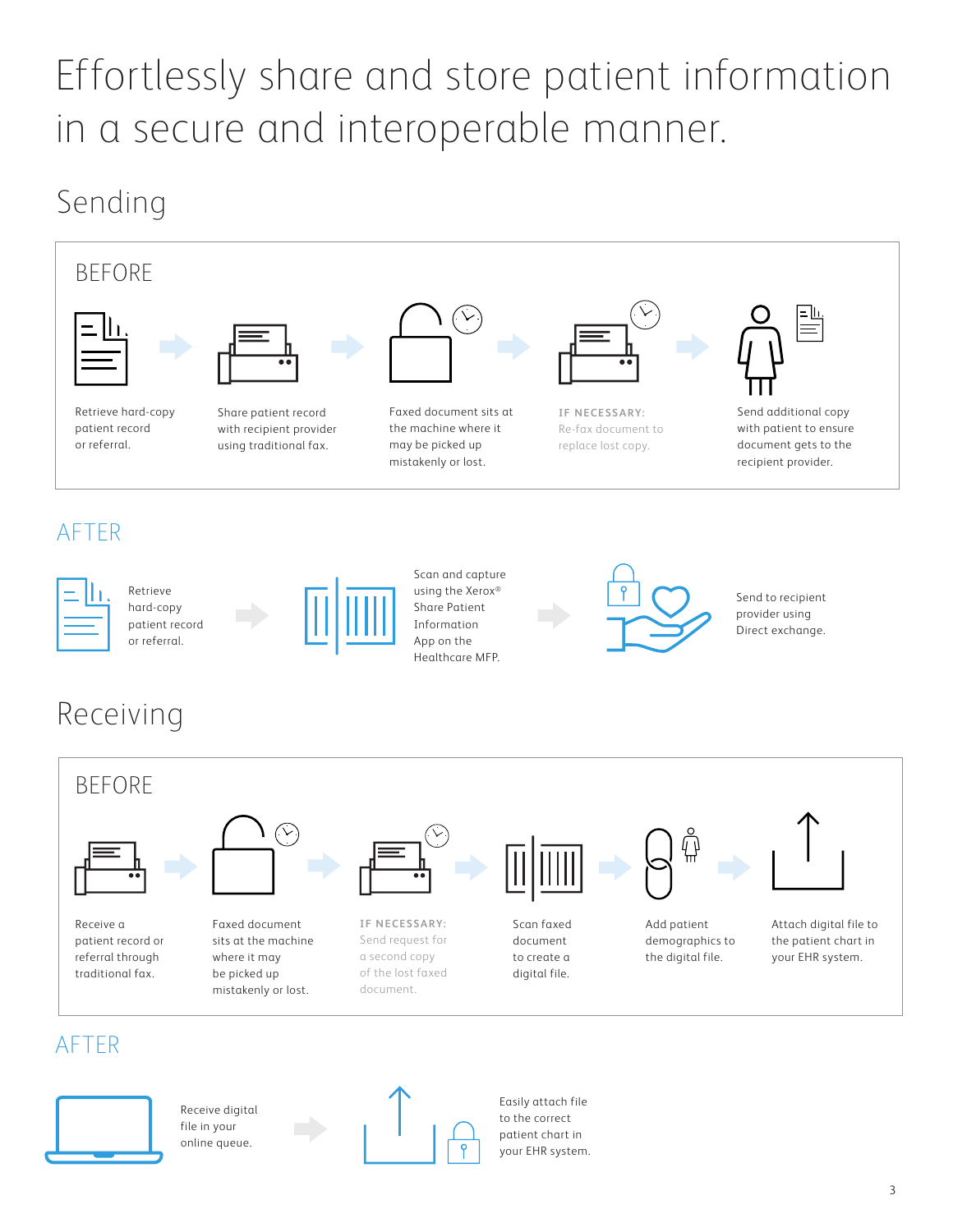# Effortlessly share and store patient information in a secure and interoperable manner.

## Sending

### BEFORE

1. Retrieve hard-copy patient record or referral.
2. Share patient record with recipient provider using traditional fax.
3. Faxed document sits at the machine where it may be picked up mistakenly or lost.
4. IF NECESSARY: Re-fax document to replace lost copy.
5. Send additional copy with patient to ensure document gets to the recipient provider.

### AFTER

1. Retrieve hard-copy patient record or referral.
2. Scan and capture using the Xerox® Share Patient Information App on the Healthcare MFP.
3. Send to recipient provider using Direct exchange.

## Receiving

### BEFORE

1. Receive a patient record or referral through traditional fax.
2. Faxed document sits at the machine where it may be picked up mistakenly or lost.
3. IF NECESSARY: Send request for a second copy of the lost faxed document.
4. Scan faxed document to create a digital file.
5. Add patient demographics to the digital file.
6. Attach digital file to the patient chart in your EHR system.

### AFTER

1. Receive digital file in your online queue.
2. Easily attach file to the correct patient chart in your EHR system.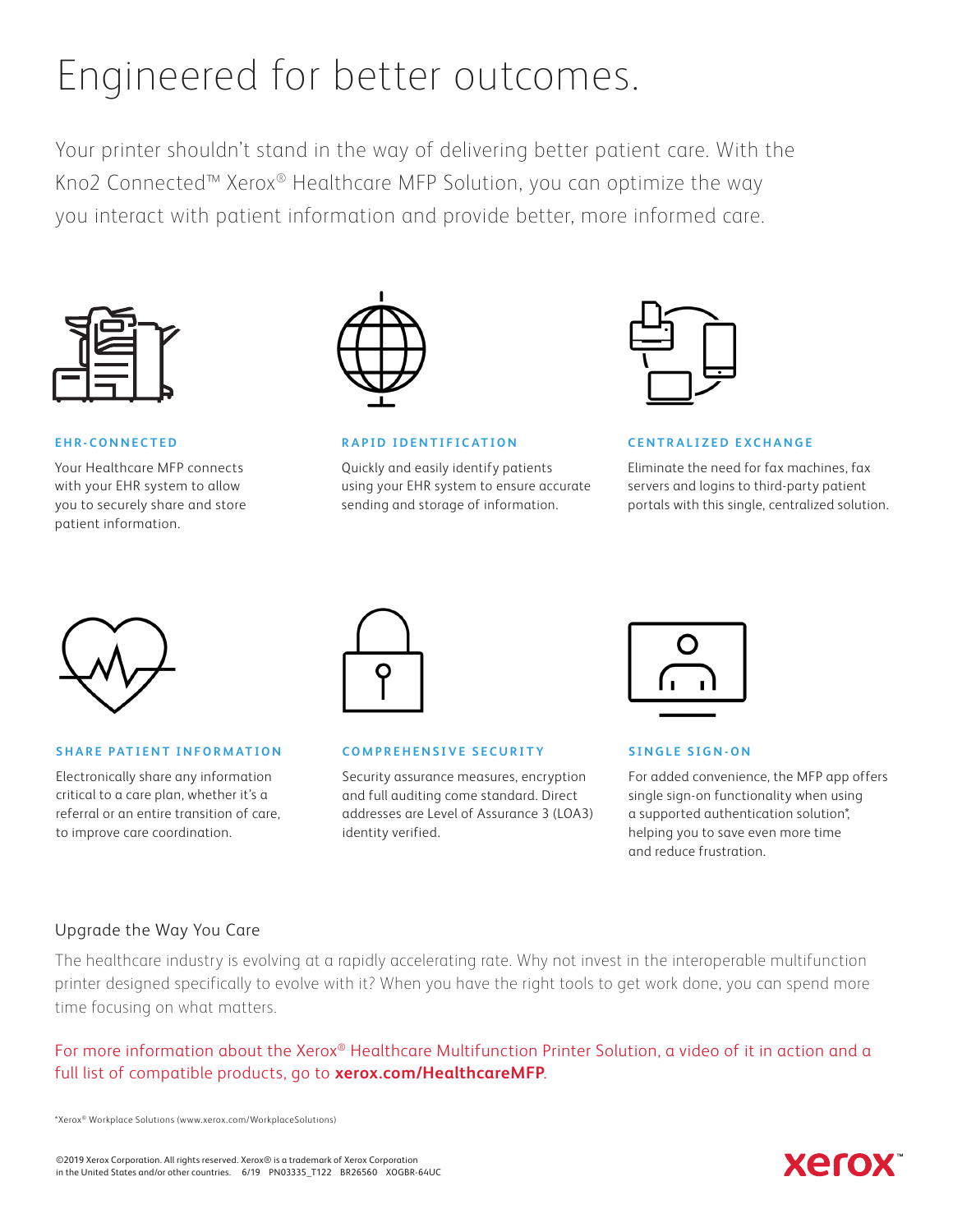# Engineered for better outcomes.

Your printer shouldn't stand in the way of delivering better patient care. With the Kno2 Connected™ Xerox® Healthcare MFP Solution, you can optimize the way you interact with patient information and provide better, more informed care.

### EHR-CONNECTED

Your Healthcare MFP connects with your EHR system to allow you to securely share and store patient information.

### RAPID IDENTIFICATION

Quickly and easily identify patients using your EHR system to ensure accurate sending and storage of information.

### CENTRALIZED EXCHANGE

Eliminate the need for fax machines, fax servers and logins to third-party patient portals with this single, centralized solution.

### SHARE PATIENT INFORMATION

Electronically share any information critical to a care plan, whether it's a referral or an entire transition of care, to improve care coordination.

### COMPREHENSIVE SECURITY

Security assurance measures, encryption and full auditing come standard. Direct addresses are Level of Assurance 3 (LOA3) identity verified.

### SINGLE SIGN-ON

For added convenience, the MFP app offers single sign-on functionality when using a supported authentication solution*, helping you to save even more time and reduce frustration.

## Upgrade the Way You Care

The healthcare industry is evolving at a rapidly accelerating rate. Why not invest in the interoperable multifunction printer designed specifically to evolve with it? When you have the right tools to get work done, you can spend more time focusing on what matters.

For more information about the Xerox® Healthcare Multifunction Printer Solution, a video of it in action and a full list of compatible products, go to **xerox.com/HealthcareMFP**.

*Xerox® Workplace Solutions (www.xerox.com/WorkplaceSolutions)

©2019 Xerox Corporation. All rights reserved. Xerox® is a trademark of Xerox Corporation in the United States and/or other countries. 6/19 PN03335_T122 BR26560 XOGBR-64UC

xerox™